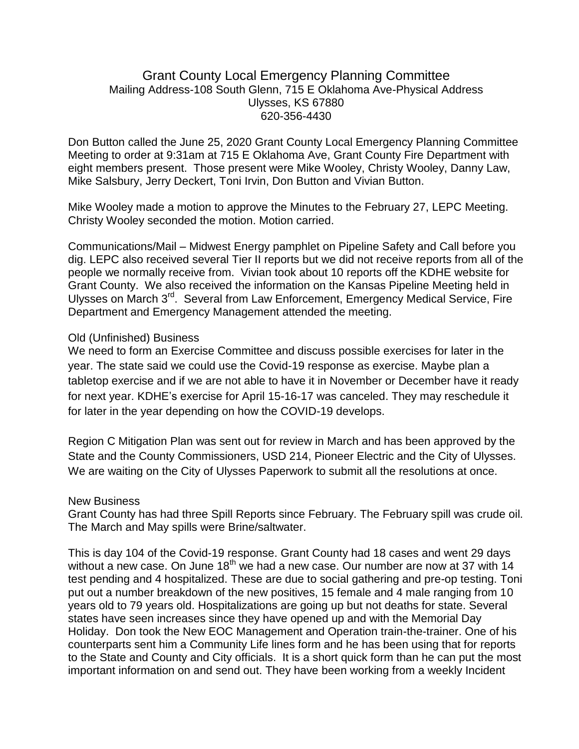# Grant County Local Emergency Planning Committee

Mailing Address-108 South Glenn, 715 E Oklahoma Ave-Physical Address
Ulysses, KS 67880
620-356-4430

Don Button called the June 25, 2020 Grant County Local Emergency Planning Committee Meeting to order at 9:31am at 715 E Oklahoma Ave, Grant County Fire Department with eight members present. Those present were Mike Wooley, Christy Wooley, Danny Law, Mike Salsbury, Jerry Deckert, Toni Irvin, Don Button and Vivian Button.

Mike Wooley made a motion to approve the Minutes to the February 27, LEPC Meeting. Christy Wooley seconded the motion. Motion carried.

Communications/Mail – Midwest Energy pamphlet on Pipeline Safety and Call before you dig. LEPC also received several Tier II reports but we did not receive reports from all of the people we normally receive from. Vivian took about 10 reports off the KDHE website for Grant County. We also received the information on the Kansas Pipeline Meeting held in Ulysses on March 3rd. Several from Law Enforcement, Emergency Medical Service, Fire Department and Emergency Management attended the meeting.

Old (Unfinished) Business

We need to form an Exercise Committee and discuss possible exercises for later in the year. The state said we could use the Covid-19 response as exercise. Maybe plan a tabletop exercise and if we are not able to have it in November or December have it ready for next year. KDHE's exercise for April 15-16-17 was canceled. They may reschedule it for later in the year depending on how the COVID-19 develops.

Region C Mitigation Plan was sent out for review in March and has been approved by the State and the County Commissioners, USD 214, Pioneer Electric and the City of Ulysses. We are waiting on the City of Ulysses Paperwork to submit all the resolutions at once.

New Business

Grant County has had three Spill Reports since February. The February spill was crude oil. The March and May spills were Brine/saltwater.

This is day 104 of the Covid-19 response. Grant County had 18 cases and went 29 days without a new case. On June 18th we had a new case. Our number are now at 37 with 14 test pending and 4 hospitalized. These are due to social gathering and pre-op testing. Toni put out a number breakdown of the new positives, 15 female and 4 male ranging from 10 years old to 79 years old. Hospitalizations are going up but not deaths for state. Several states have seen increases since they have opened up and with the Memorial Day Holiday. Don took the New EOC Management and Operation train-the-trainer. One of his counterparts sent him a Community Life lines form and he has been using that for reports to the State and County and City officials. It is a short quick form than he can put the most important information on and send out. They have been working from a weekly Incident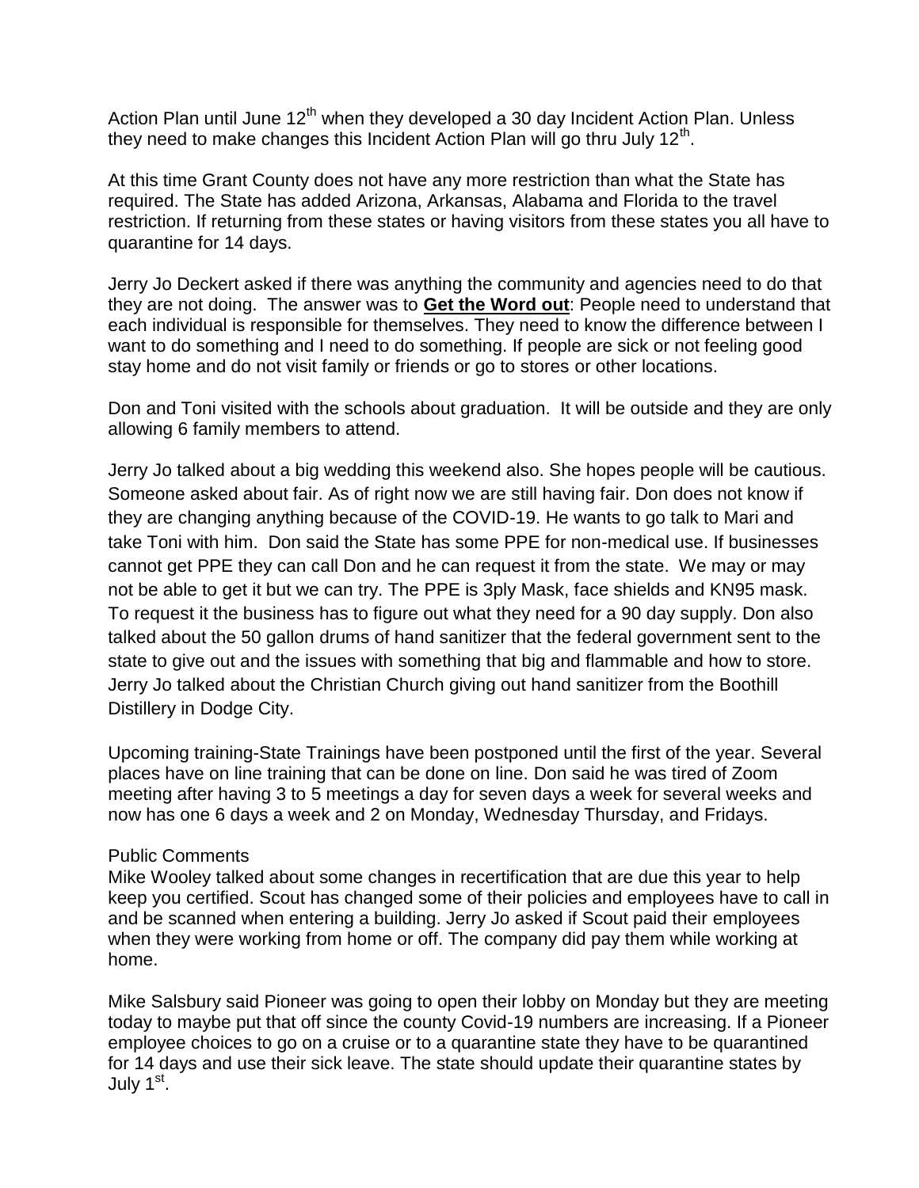Action Plan until June 12th when they developed a 30 day Incident Action Plan. Unless they need to make changes this Incident Action Plan will go thru July 12th.

At this time Grant County does not have any more restriction than what the State has required. The State has added Arizona, Arkansas, Alabama and Florida to the travel restriction. If returning from these states or having visitors from these states you all have to quarantine for 14 days.

Jerry Jo Deckert asked if there was anything the community and agencies need to do that they are not doing. The answer was to **Get the Word out**: People need to understand that each individual is responsible for themselves. They need to know the difference between I want to do something and I need to do something. If people are sick or not feeling good stay home and do not visit family or friends or go to stores or other locations.

Don and Toni visited with the schools about graduation. It will be outside and they are only allowing 6 family members to attend.

Jerry Jo talked about a big wedding this weekend also. She hopes people will be cautious. Someone asked about fair. As of right now we are still having fair. Don does not know if they are changing anything because of the COVID-19. He wants to go talk to Mari and take Toni with him. Don said the State has some PPE for non-medical use. If businesses cannot get PPE they can call Don and he can request it from the state. We may or may not be able to get it but we can try. The PPE is 3ply Mask, face shields and KN95 mask. To request it the business has to figure out what they need for a 90 day supply. Don also talked about the 50 gallon drums of hand sanitizer that the federal government sent to the state to give out and the issues with something that big and flammable and how to store. Jerry Jo talked about the Christian Church giving out hand sanitizer from the Boothill Distillery in Dodge City.

Upcoming training-State Trainings have been postponed until the first of the year. Several places have on line training that can be done on line. Don said he was tired of Zoom meeting after having 3 to 5 meetings a day for seven days a week for several weeks and now has one 6 days a week and 2 on Monday, Wednesday Thursday, and Fridays.

Public Comments

Mike Wooley talked about some changes in recertification that are due this year to help keep you certified. Scout has changed some of their policies and employees have to call in and be scanned when entering a building. Jerry Jo asked if Scout paid their employees when they were working from home or off. The company did pay them while working at home.

Mike Salsbury said Pioneer was going to open their lobby on Monday but they are meeting today to maybe put that off since the county Covid-19 numbers are increasing. If a Pioneer employee choices to go on a cruise or to a quarantine state they have to be quarantined for 14 days and use their sick leave. The state should update their quarantine states by July 1st.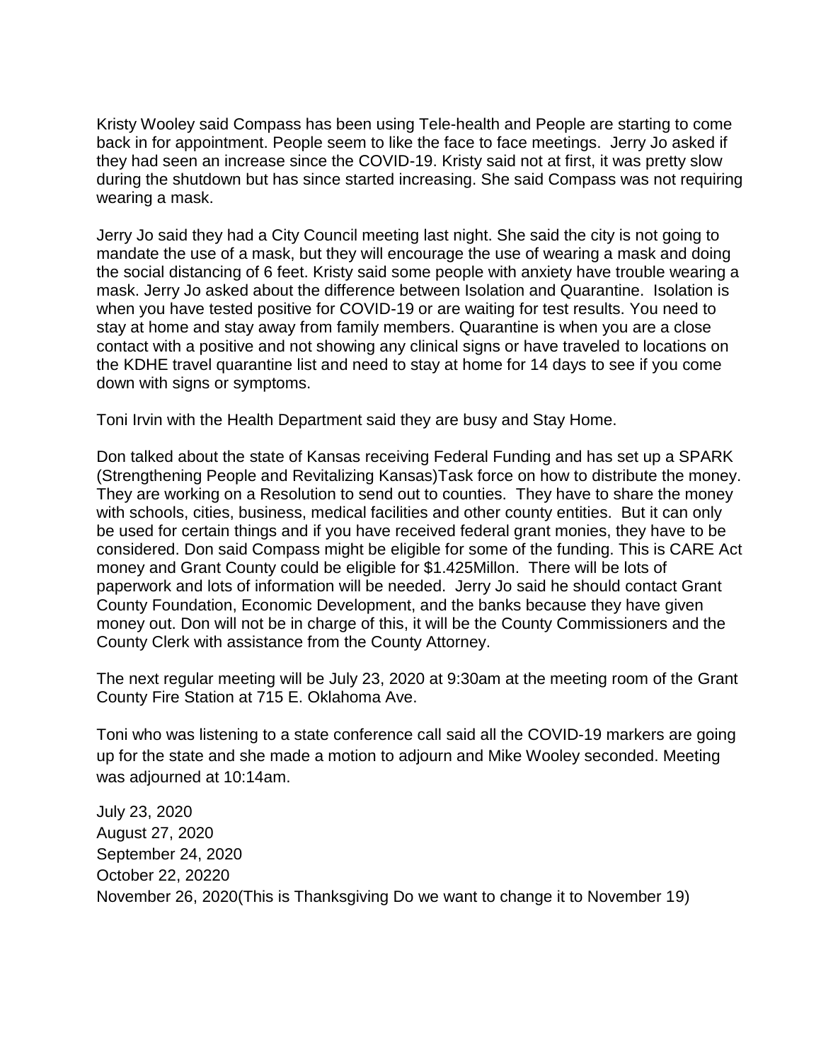Kristy Wooley said Compass has been using Tele-health and People are starting to come back in for appointment. People seem to like the face to face meetings. Jerry Jo asked if they had seen an increase since the COVID-19. Kristy said not at first, it was pretty slow during the shutdown but has since started increasing. She said Compass was not requiring wearing a mask.

Jerry Jo said they had a City Council meeting last night. She said the city is not going to mandate the use of a mask, but they will encourage the use of wearing a mask and doing the social distancing of 6 feet. Kristy said some people with anxiety have trouble wearing a mask. Jerry Jo asked about the difference between Isolation and Quarantine. Isolation is when you have tested positive for COVID-19 or are waiting for test results. You need to stay at home and stay away from family members. Quarantine is when you are a close contact with a positive and not showing any clinical signs or have traveled to locations on the KDHE travel quarantine list and need to stay at home for 14 days to see if you come down with signs or symptoms.

Toni Irvin with the Health Department said they are busy and Stay Home.

Don talked about the state of Kansas receiving Federal Funding and has set up a SPARK (Strengthening People and Revitalizing Kansas)Task force on how to distribute the money. They are working on a Resolution to send out to counties. They have to share the money with schools, cities, business, medical facilities and other county entities. But it can only be used for certain things and if you have received federal grant monies, they have to be considered. Don said Compass might be eligible for some of the funding. This is CARE Act money and Grant County could be eligible for $1.425Millon. There will be lots of paperwork and lots of information will be needed. Jerry Jo said he should contact Grant County Foundation, Economic Development, and the banks because they have given money out. Don will not be in charge of this, it will be the County Commissioners and the County Clerk with assistance from the County Attorney.

The next regular meeting will be July 23, 2020 at 9:30am at the meeting room of the Grant County Fire Station at 715 E. Oklahoma Ave.

Toni who was listening to a state conference call said all the COVID-19 markers are going up for the state and she made a motion to adjourn and Mike Wooley seconded. Meeting was adjourned at 10:14am.

July 23, 2020
August 27, 2020
September 24, 2020
October 22, 20220
November 26, 2020(This is Thanksgiving Do we want to change it to November 19)